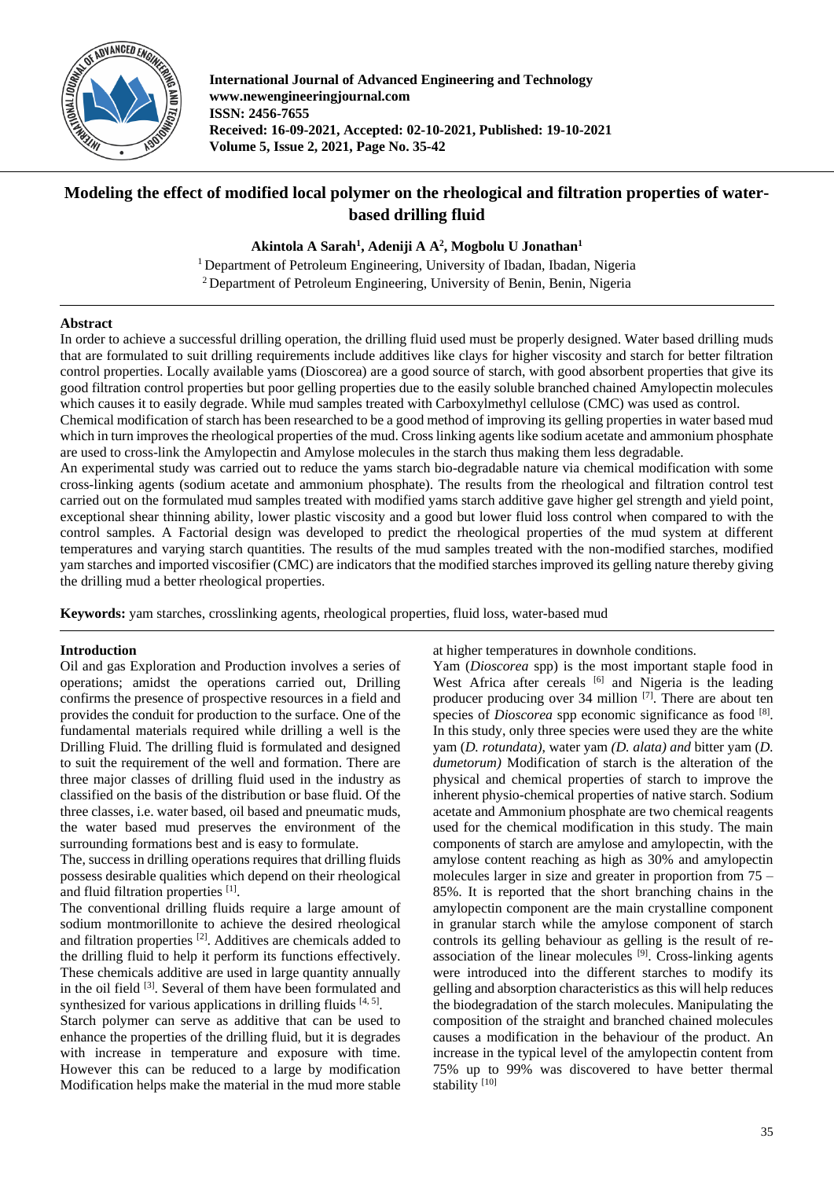# Modeling the effect of modified local polymer on the rheological and filtration properties of water-based drilling fluid

**Akintola A Sarah[1], Adeniji A A[2], Mogbolu U Jonathan[1]**

[1] Department of Petroleum Engineering, University of Ibadan, Ibadan, Nigeria
[2] Department of Petroleum Engineering, University of Benin, Benin, Nigeria

## Abstract

In order to achieve a successful drilling operation, the drilling fluid used must be properly designed. Water based drilling muds that are formulated to suit drilling requirements include additives like clays for higher viscosity and starch for better filtration control properties. Locally available yams (Dioscorea) are a good source of starch, with good absorbent properties that give its good filtration control properties but poor gelling properties due to the easily soluble branched chained Amylopectin molecules which causes it to easily degrade. While mud samples treated with Carboxylmethyl cellulose (CMC) was used as control.

Chemical modification of starch has been researched to be a good method of improving its gelling properties in water based mud which in turn improves the rheological properties of the mud. Cross linking agents like sodium acetate and ammonium phosphate are used to cross-link the Amylopectin and Amylose molecules in the starch thus making them less degradable.

An experimental study was carried out to reduce the yams starch bio-degradable nature via chemical modification with some cross-linking agents (sodium acetate and ammonium phosphate). The results from the rheological and filtration control test carried out on the formulated mud samples treated with modified yams starch additive gave higher gel strength and yield point, exceptional shear thinning ability, lower plastic viscosity and a good but lower fluid loss control when compared to with the control samples. A Factorial design was developed to predict the rheological properties of the mud system at different temperatures and varying starch quantities. The results of the mud samples treated with the non-modified starches, modified yam starches and imported viscosifier (CMC) are indicators that the modified starches improved its gelling nature thereby giving the drilling mud a better rheological properties.

**Keywords:** yam starches, crosslinking agents, rheological properties, fluid loss, water-based mud

## Introduction

Oil and gas Exploration and Production involves a series of operations; amidst the operations carried out, Drilling confirms the presence of prospective resources in a field and provides the conduit for production to the surface. One of the fundamental materials required while drilling a well is the Drilling Fluid. The drilling fluid is formulated and designed to suit the requirement of the well and formation. There are three major classes of drilling fluid used in the industry as classified on the basis of the distribution or base fluid. Of the three classes, i.e. water based, oil based and pneumatic muds, the water based mud preserves the environment of the surrounding formations best and is easy to formulate.

The, success in drilling operations requires that drilling fluids possess desirable qualities which depend on their rheological and fluid filtration properties [1].

The conventional drilling fluids require a large amount of sodium montmorillonite to achieve the desired rheological and filtration properties [2]. Additives are chemicals added to the drilling fluid to help it perform its functions effectively. These chemicals additive are used in large quantity annually in the oil field [3]. Several of them have been formulated and synthesized for various applications in drilling fluids [4, 5].

Starch polymer can serve as additive that can be used to enhance the properties of the drilling fluid, but it is degrades with increase in temperature and exposure with time. However this can be reduced to a large by modification Modification helps make the material in the mud more stable at higher temperatures in downhole conditions.

Yam (*Dioscorea* spp) is the most important staple food in West Africa after cereals [6] and Nigeria is the leading producer producing over 34 million [7]. There are about ten species of *Dioscorea* spp economic significance as food [8]. In this study, only three species were used they are the white yam (*D. rotundata)*, water yam *(D. alata) and* bitter yam (*D. dumetorum)* Modification of starch is the alteration of the physical and chemical properties of starch to improve the inherent physio-chemical properties of native starch. Sodium acetate and Ammonium phosphate are two chemical reagents used for the chemical modification in this study. The main components of starch are amylose and amylopectin, with the amylose content reaching as high as 30% and amylopectin molecules larger in size and greater in proportion from 75 – 85%. It is reported that the short branching chains in the amylopectin component are the main crystalline component in granular starch while the amylose component of starch controls its gelling behaviour as gelling is the result of re-association of the linear molecules [9]. Cross-linking agents were introduced into the different starches to modify its gelling and absorption characteristics as this will help reduces the biodegradation of the starch molecules. Manipulating the composition of the straight and branched chained molecules causes a modification in the behaviour of the product. An increase in the typical level of the amylopectin content from 75% up to 99% was discovered to have better thermal stability [10]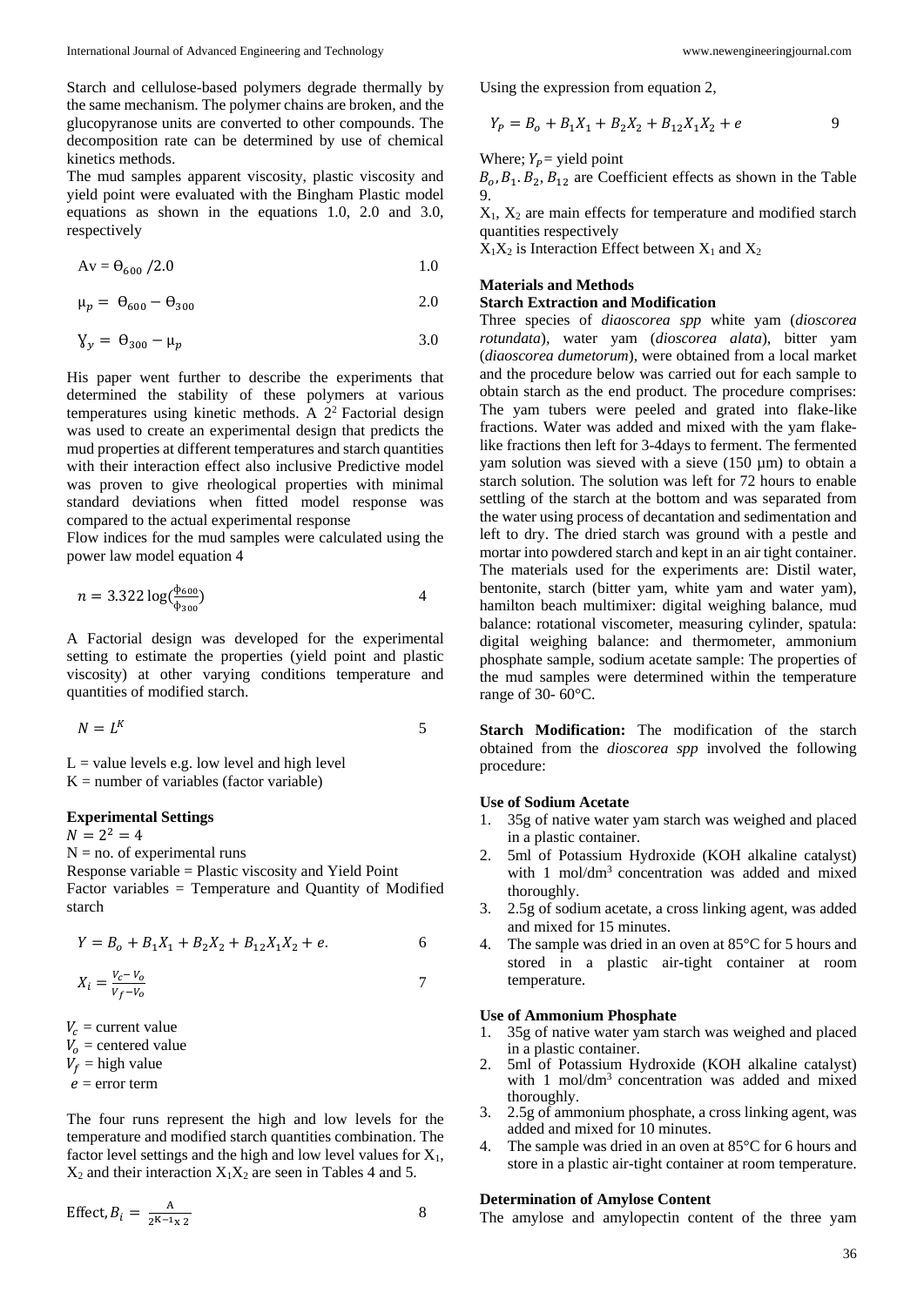Starch and cellulose-based polymers degrade thermally by the same mechanism. The polymer chains are broken, and the glucopyranose units are converted to other compounds. The decomposition rate can be determined by use of chemical kinetics methods.

The mud samples apparent viscosity, plastic viscosity and yield point were evaluated with the Bingham Plastic model equations as shown in the equations 1.0, 2.0 and 3.0, respectively

$$Av = \Theta_{600}/2.0 \qquad 1.0$$

$$\mu_p = \Theta_{600} - \Theta_{300} \qquad 2.0$$

$$\Upsilon_y = \Theta_{300} - \mu_p \qquad 3.0$$

His paper went further to describe the experiments that determined the stability of these polymers at various temperatures using kinetic methods. A $2^2$ Factorial design was used to create an experimental design that predicts the mud properties at different temperatures and starch quantities with their interaction effect also inclusive Predictive model was proven to give rheological properties with minimal standard deviations when fitted model response was compared to the actual experimental response

Flow indices for the mud samples were calculated using the power law model equation 4

$$n = 3.322 \log\left(\frac{\phi_{600}}{\phi_{300}}\right) \qquad 4$$

A Factorial design was developed for the experimental setting to estimate the properties (yield point and plastic viscosity) at other varying conditions temperature and quantities of modified starch.

$$N = L^K \qquad 5$$

L = value levels e.g. low level and high level
K = number of variables (factor variable)

**Experimental Settings**

$N = 2^2 = 4$
N = no. of experimental runs
Response variable = Plastic viscosity and Yield Point
Factor variables = Temperature and Quantity of Modified starch

$$Y = B_o + B_1X_1 + B_2X_2 + B_{12}X_1X_2 + e. \qquad 6$$

$$X_i = \frac{V_c - V_o}{V_f - V_o} \qquad 7$$

$V_c$ = current value
$V_o$ = centered value
$V_f$ = high value
$e$ = error term

The four runs represent the high and low levels for the temperature and modified starch quantities combination. The factor level settings and the high and low level values for $X_1$, $X_2$ and their interaction $X_1X_2$ are seen in Tables 4 and 5.

$$\text{Effect}, B_i = \frac{A}{2^{K-1} \times 2} \qquad 8$$

Using the expression from equation 2,

$$Y_P = B_o + B_1X_1 + B_2X_2 + B_{12}X_1X_2 + e \qquad 9$$

Where; $Y_P$ = yield point
$B_o, B_1, B_2, B_{12}$ are Coefficient effects as shown in the Table 9.
$X_1$, $X_2$ are main effects for temperature and modified starch quantities respectively
$X_1X_2$ is Interaction Effect between $X_1$ and $X_2$

## Materials and Methods

### Starch Extraction and Modification

Three species of *diaoscorea spp* white yam (*dioscorea rotundata*), water yam (*dioscorea alata*), bitter yam (*diaoscorea dumetorum*), were obtained from a local market and the procedure below was carried out for each sample to obtain starch as the end product. The procedure comprises: The yam tubers were peeled and grated into flake-like fractions. Water was added and mixed with the yam flake-like fractions then left for 3-4days to ferment. The fermented yam solution was sieved with a sieve (150 µm) to obtain a starch solution. The solution was left for 72 hours to enable settling of the starch at the bottom and was separated from the water using process of decantation and sedimentation and left to dry. The dried starch was ground with a pestle and mortar into powdered starch and kept in an air tight container. The materials used for the experiments are: Distil water, bentonite, starch (bitter yam, white yam and water yam), hamilton beach multimixer: digital weighing balance, mud balance: rotational viscometer, measuring cylinder, spatula: digital weighing balance: and thermometer, ammonium phosphate sample, sodium acetate sample: The properties of the mud samples were determined within the temperature range of 30- 60°C.

**Starch Modification:** The modification of the starch obtained from the *dioscorea spp* involved the following procedure:

**Use of Sodium Acetate**

1. 35g of native water yam starch was weighed and placed in a plastic container.
2. 5ml of Potassium Hydroxide (KOH alkaline catalyst) with 1 mol/dm$^3$ concentration was added and mixed thoroughly.
3. 2.5g of sodium acetate, a cross linking agent, was added and mixed for 15 minutes.
4. The sample was dried in an oven at 85°C for 5 hours and stored in a plastic air-tight container at room temperature.

**Use of Ammonium Phosphate**

1. 35g of native water yam starch was weighed and placed in a plastic container.
2. 5ml of Potassium Hydroxide (KOH alkaline catalyst) with 1 mol/dm$^3$ concentration was added and mixed thoroughly.
3. 2.5g of ammonium phosphate, a cross linking agent, was added and mixed for 10 minutes.
4. The sample was dried in an oven at 85°C for 6 hours and store in a plastic air-tight container at room temperature.

**Determination of Amylose Content**

The amylose and amylopectin content of the three yam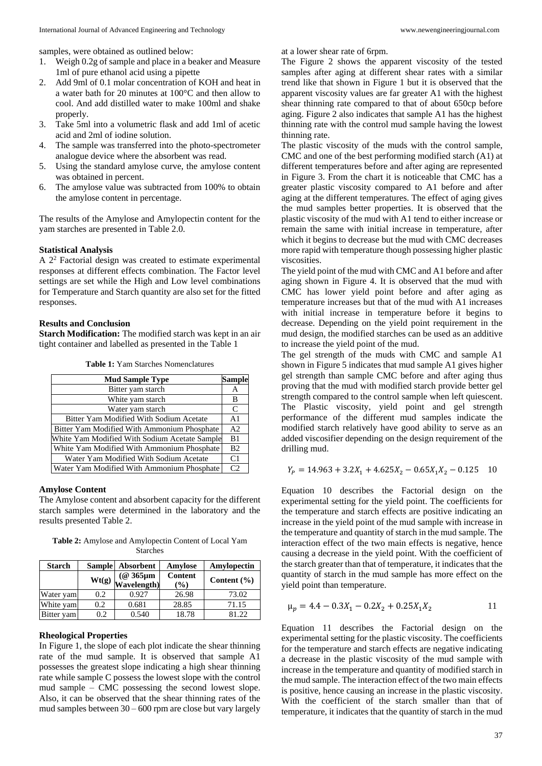samples, were obtained as outlined below:

1. Weigh 0.2g of sample and place in a beaker and Measure 1ml of pure ethanol acid using a pipette
2. Add 9ml of 0.1 molar concentration of KOH and heat in a water bath for 20 minutes at 100°C and then allow to cool. And add distilled water to make 100ml and shake properly.
3. Take 5ml into a volumetric flask and add 1ml of acetic acid and 2ml of iodine solution.
4. The sample was transferred into the photo-spectrometer analogue device where the absorbent was read.
5. Using the standard amylose curve, the amylose content was obtained in percent.
6. The amylose value was subtracted from 100% to obtain the amylose content in percentage.

The results of the Amylose and Amylopectin content for the yam starches are presented in Table 2.0.

**Statistical Analysis**

A $2^2$ Factorial design was created to estimate experimental responses at different effects combination. The Factor level settings are set while the High and Low level combinations for Temperature and Starch quantity are also set for the fitted responses.

**Results and Conclusion**

**Starch Modification:** The modified starch was kept in an air tight container and labelled as presented in the Table 1

**Table 1:** Yam Starches Nomenclatures

| Mud Sample Type | Sample |
|---|---|
| Bitter yam starch | A |
| White yam starch | B |
| Water yam starch | C |
| Bitter Yam Modified With Sodium Acetate | A1 |
| Bitter Yam Modified With Ammonium Phosphate | A2 |
| White Yam Modified With Sodium Acetate Sample | B1 |
| White Yam Modified With Ammonium Phosphate | B2 |
| Water Yam Modified With Sodium Acetate | C1 |
| Water Yam Modified With Ammonium Phosphate | C2 |

**Amylose Content**

The Amylose content and absorbent capacity for the different starch samples were determined in the laboratory and the results presented Table 2.

**Table 2:** Amylose and Amylopectin Content of Local Yam Starches

| Starch | Sample Wt(g) | Absorbent (@ 365μm Wavelength) | Amylose Content (%) | Amylopectin Content (%) |
|---|---|---|---|---|
| Water yam | 0.2 | 0.927 | 26.98 | 73.02 |
| White yam | 0.2 | 0.681 | 28.85 | 71.15 |
| Bitter yam | 0.2 | 0.540 | 18.78 | 81.22 |

**Rheological Properties**

In Figure 1, the slope of each plot indicate the shear thinning rate of the mud sample. It is observed that sample A1 possesses the greatest slope indicating a high shear thinning rate while sample C possess the lowest slope with the control mud sample – CMC possessing the second lowest slope. Also, it can be observed that the shear thinning rates of the mud samples between 30 – 600 rpm are close but vary largely at a lower shear rate of 6rpm.

The Figure 2 shows the apparent viscosity of the tested samples after aging at different shear rates with a similar trend like that shown in Figure 1 but it is observed that the apparent viscosity values are far greater A1 with the highest shear thinning rate compared to that of about 650cp before aging. Figure 2 also indicates that sample A1 has the highest thinning rate with the control mud sample having the lowest thinning rate.

The plastic viscosity of the muds with the control sample, CMC and one of the best performing modified starch (A1) at different temperatures before and after aging are represented in Figure 3. From the chart it is noticeable that CMC has a greater plastic viscosity compared to A1 before and after aging at the different temperatures. The effect of aging gives the mud samples better properties. It is observed that the plastic viscosity of the mud with A1 tend to either increase or remain the same with initial increase in temperature, after which it begins to decrease but the mud with CMC decreases more rapid with temperature though possessing higher plastic viscosities.

The yield point of the mud with CMC and A1 before and after aging shown in Figure 4. It is observed that the mud with CMC has lower yield point before and after aging as temperature increases but that of the mud with A1 increases with initial increase in temperature before it begins to decrease. Depending on the yield point requirement in the mud design, the modified starches can be used as an additive to increase the yield point of the mud.

The gel strength of the muds with CMC and sample A1 shown in Figure 5 indicates that mud sample A1 gives higher gel strength than sample CMC before and after aging thus proving that the mud with modified starch provide better gel strength compared to the control sample when left quiescent. The Plastic viscosity, yield point and gel strength performance of the different mud samples indicate the modified starch relatively have good ability to serve as an added viscosifier depending on the design requirement of the drilling mud.

$$Y_p = 14.963 + 3.2X_1 + 4.625X_2 - 0.65X_1X_2 - 0.125 \quad 10$$

Equation 10 describes the Factorial design on the experimental setting for the yield point. The coefficients for the temperature and starch effects are positive indicating an increase in the yield point of the mud sample with increase in the temperature and quantity of starch in the mud sample. The interaction effect of the two main effects is negative, hence causing a decrease in the yield point. With the coefficient of the starch greater than that of temperature, it indicates that the quantity of starch in the mud sample has more effect on the yield point than temperature.

$$\mu_p = 4.4 - 0.3X_1 - 0.2X_2 + 0.25X_1X_2 \quad 11$$

Equation 11 describes the Factorial design on the experimental setting for the plastic viscosity. The coefficients for the temperature and starch effects are negative indicating a decrease in the plastic viscosity of the mud sample with increase in the temperature and quantity of modified starch in the mud sample. The interaction effect of the two main effects is positive, hence causing an increase in the plastic viscosity. With the coefficient of the starch smaller than that of temperature, it indicates that the quantity of starch in the mud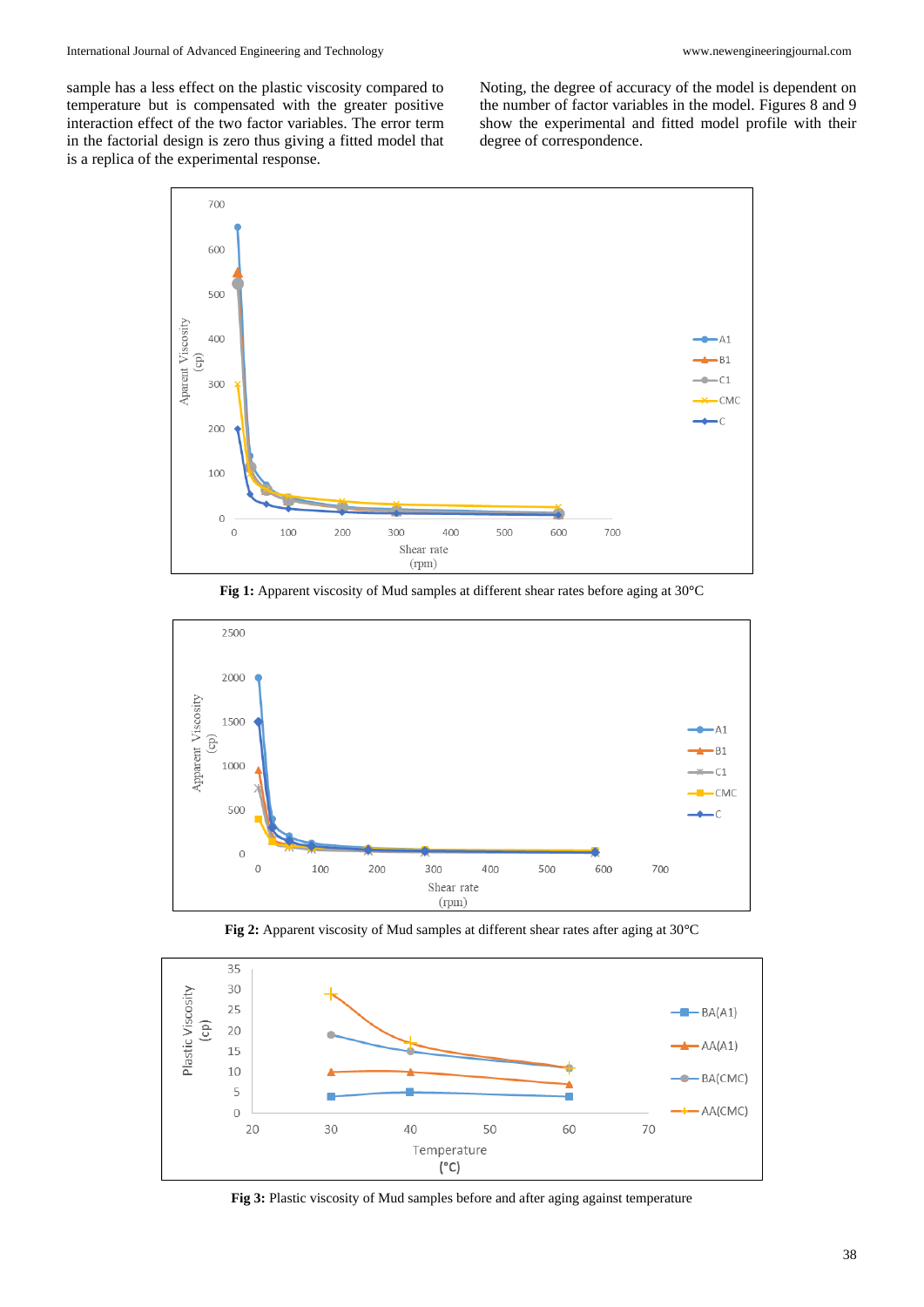sample has a less effect on the plastic viscosity compared to temperature but is compensated with the greater positive interaction effect of the two factor variables. The error term in the factorial design is zero thus giving a fitted model that is a replica of the experimental response.

Noting, the degree of accuracy of the model is dependent on the number of factor variables in the model. Figures 8 and 9 show the experimental and fitted model profile with their degree of correspondence.

**Fig 1:** Apparent viscosity of Mud samples at different shear rates before aging at 30°C

**Fig 2:** Apparent viscosity of Mud samples at different shear rates after aging at 30°C

**Fig 3:** Plastic viscosity of Mud samples before and after aging against temperature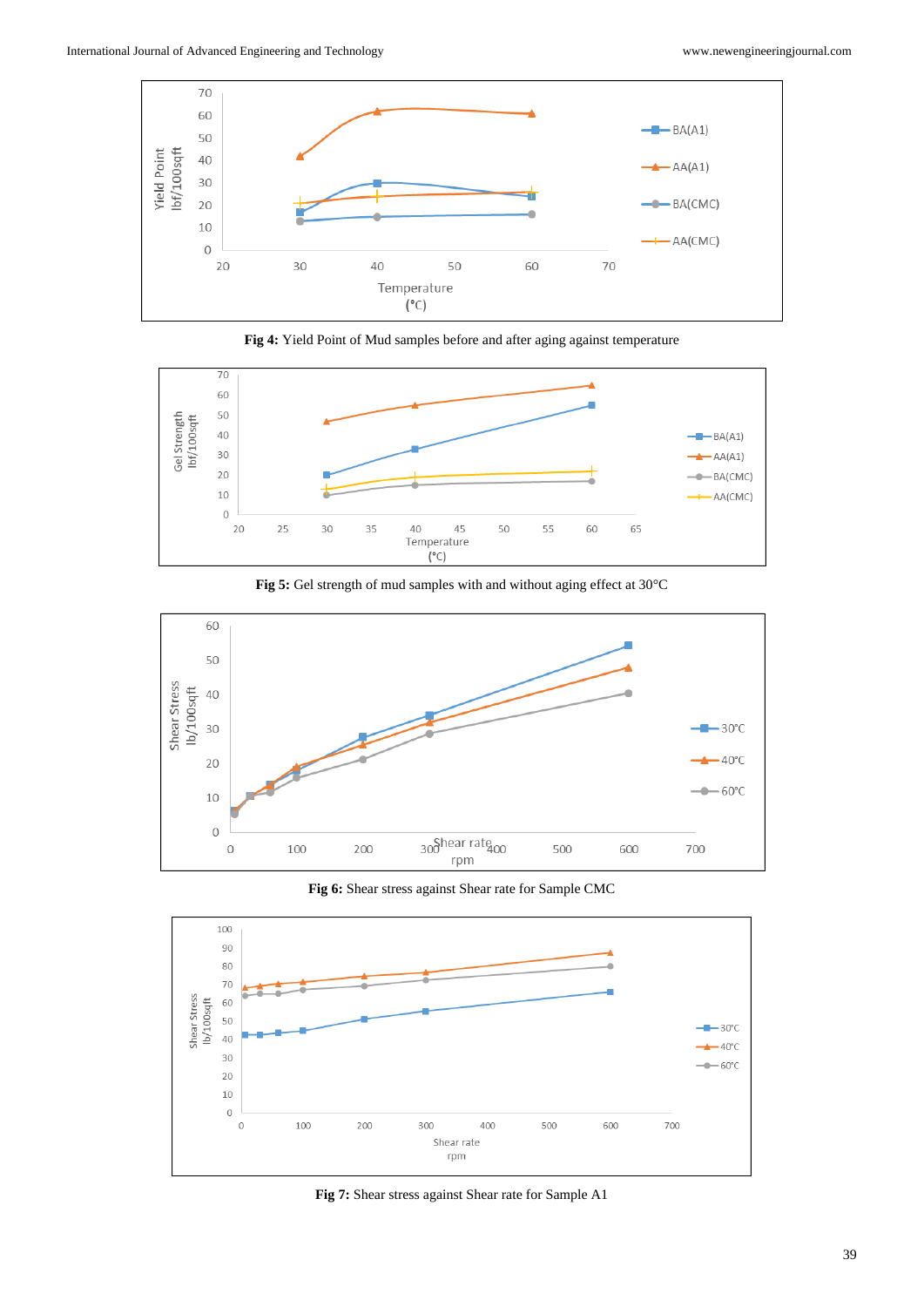Fig 4: Yield Point of Mud samples before and after aging against temperature

Fig 5: Gel strength of mud samples with and without aging effect at 30°C

Fig 6: Shear stress against Shear rate for Sample CMC

Fig 7: Shear stress against Shear rate for Sample A1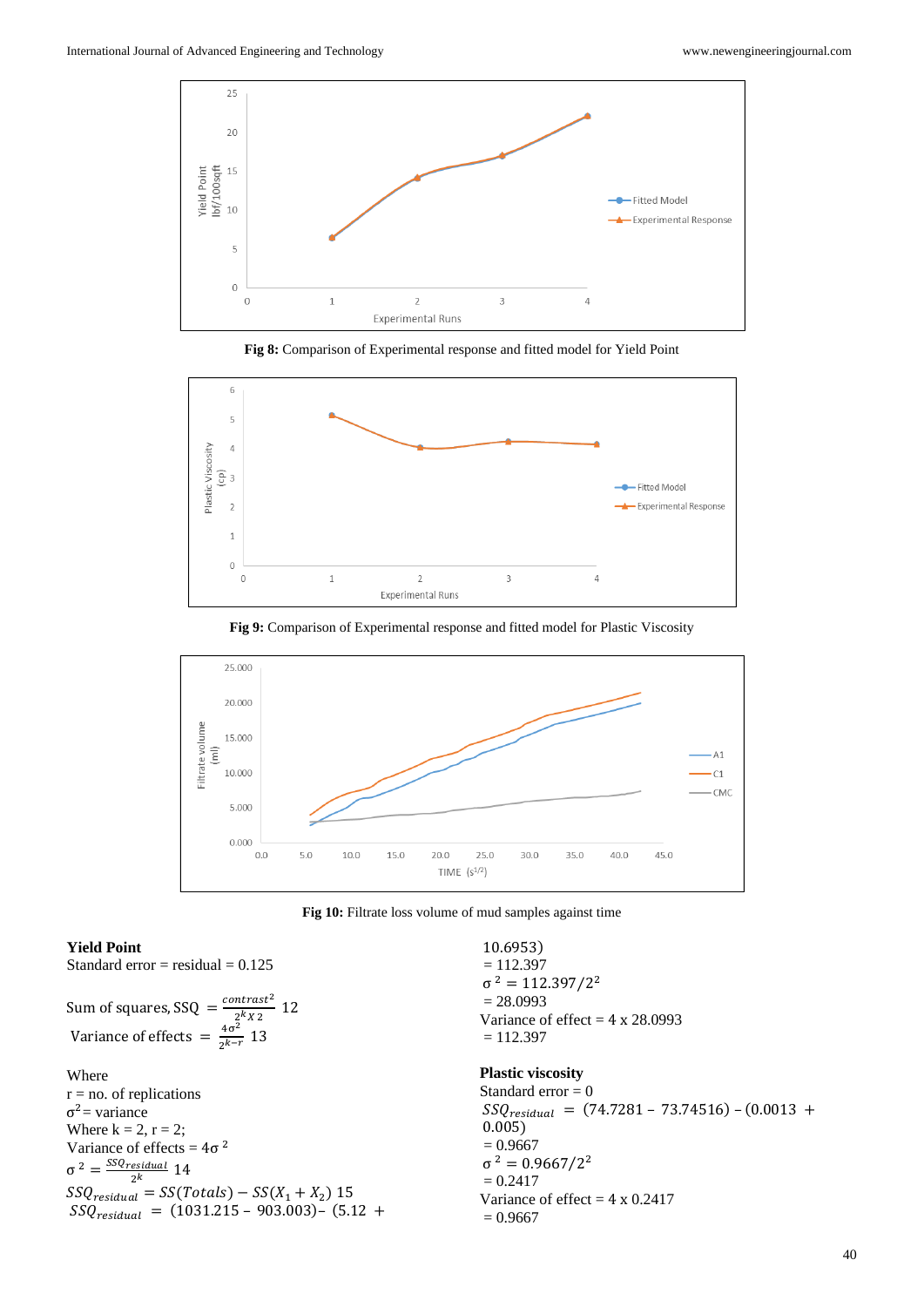Fig 8: Comparison of Experimental response and fitted model for Yield Point

Fig 9: Comparison of Experimental response and fitted model for Plastic Viscosity

Fig 10: Filtrate loss volume of mud samples against time

**Yield Point**

Standard error = residual = 0.125

$$\text{Sum of squares, SSQ} = \frac{contrast^2}{2^k x\, 2} \quad 12$$

$$\text{Variance of effects} = \frac{4\sigma^2}{2^{k-r}} \quad 13$$

Where

r = no. of replications

$\sigma^2$ = variance

Where k = 2, r = 2;

Variance of effects = $4\sigma^2$

$$\sigma^2 = \frac{SSQ_{residual}}{2^k} \quad 14$$

$$SSQ_{residual} = SS(Totals) - SS(X_1 + X_2) \quad 15$$

$SSQ_{residual}$ = (1031.215 – 903.003)– (5.12 + 10.6953)

= 112.397

$\sigma^2 = 112.397/2^2$

= 28.0993

Variance of effect = 4 x 28.0993

= 112.397

**Plastic viscosity**

Standard error = 0

$SSQ_{residual}$ = (74.7281 – 73.74516) – (0.0013 + 0.005)

= 0.9667

$\sigma^2 = 0.9667/2^2$

= 0.2417

Variance of effect = 4 x 0.2417

= 0.9667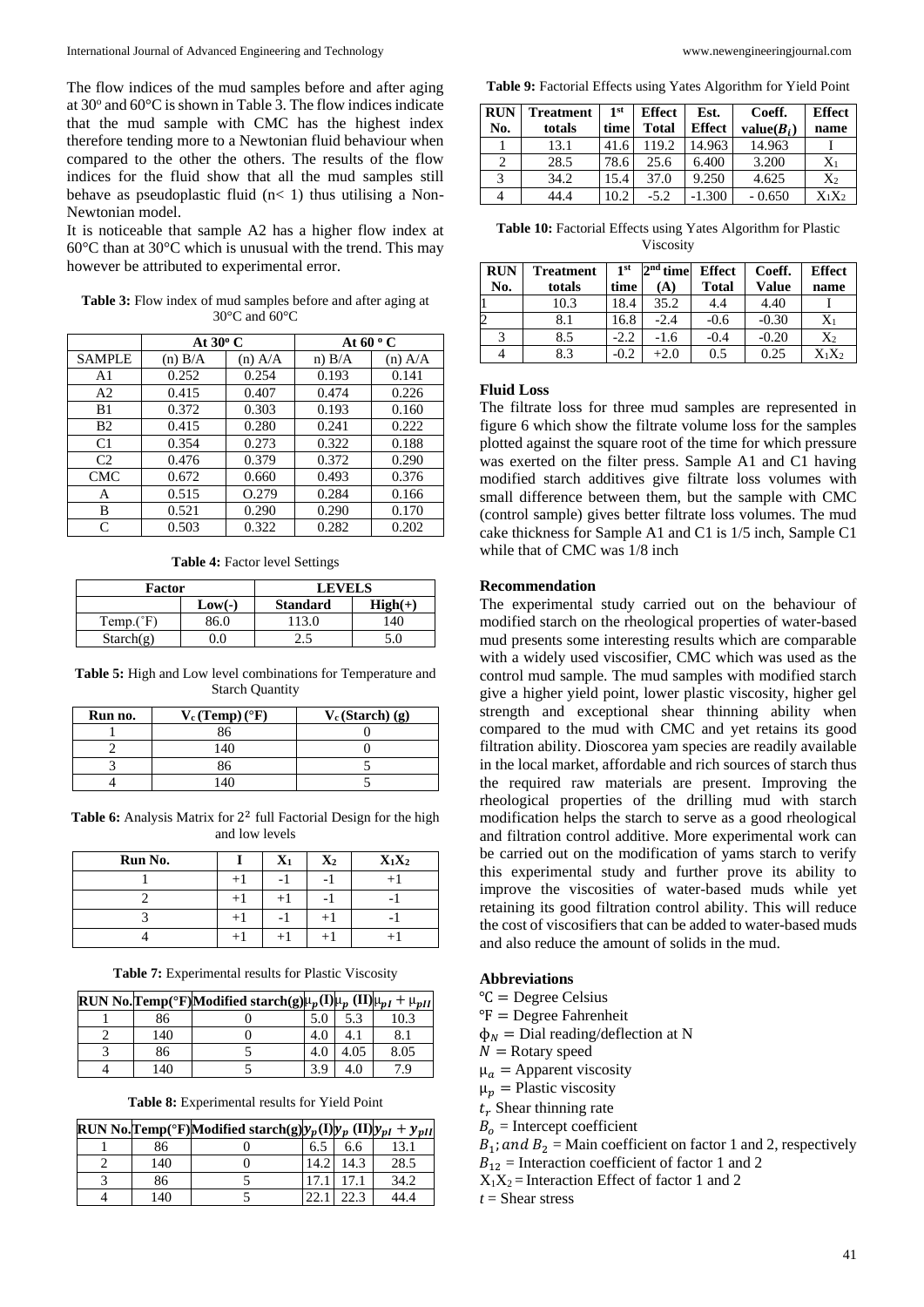The flow indices of the mud samples before and after aging at 30° and 60°C is shown in Table 3. The flow indices indicate that the mud sample with CMC has the highest index therefore tending more to a Newtonian fluid behaviour when compared to the other the others. The results of the flow indices for the fluid show that all the mud samples still behave as pseudoplastic fluid ($n < 1$) thus utilising a Non-Newtonian model.

It is noticeable that sample A2 has a higher flow index at 60°C than at 30°C which is unusual with the trend. This may however be attributed to experimental error.

**Table 3:** Flow index of mud samples before and after aging at 30°C and 60°C

| | At 30° C | | At 60 ° C | |
|---|---|---|---|---|
| SAMPLE | (n) B/A | (n) A/A | n) B/A | (n) A/A |
| A1 | 0.252 | 0.254 | 0.193 | 0.141 |
| A2 | 0.415 | 0.407 | 0.474 | 0.226 |
| B1 | 0.372 | 0.303 | 0.193 | 0.160 |
| B2 | 0.415 | 0.280 | 0.241 | 0.222 |
| C1 | 0.354 | 0.273 | 0.322 | 0.188 |
| C2 | 0.476 | 0.379 | 0.372 | 0.290 |
| CMC | 0.672 | 0.660 | 0.493 | 0.376 |
| A | 0.515 | O.279 | 0.284 | 0.166 |
| B | 0.521 | 0.290 | 0.290 | 0.170 |
| C | 0.503 | 0.322 | 0.282 | 0.202 |

**Table 4:** Factor level Settings

| Factor | LEVELS | | |
|---|---|---|---|
| | Low(-) | Standard | High(+) |
| Temp.(˚F) | 86.0 | 113.0 | 140 |
| Starch(g) | 0.0 | 2.5 | 5.0 |

**Table 5:** High and Low level combinations for Temperature and Starch Quantity

| Run no. | $V_c$ (Temp) (°F) | $V_c$ (Starch) (g) |
|---|---|---|
| 1 | 86 | 0 |
| 2 | 140 | 0 |
| 3 | 86 | 5 |
| 4 | 140 | 5 |

**Table 6:** Analysis Matrix for $2^2$ full Factorial Design for the high and low levels

| Run No. | I | $X_1$ | $X_2$ | $X_1X_2$ |
|---|---|---|---|---|
| 1 | +1 | -1 | -1 | +1 |
| 2 | +1 | +1 | -1 | -1 |
| 3 | +1 | -1 | +1 | -1 |
| 4 | +1 | +1 | +1 | +1 |

**Table 7:** Experimental results for Plastic Viscosity

| RUN No. | Temp(°F) | Modified starch(g) | $\mu_p$(I) | $\mu_p$ (II) | $\mu_{pI} + \mu_{pII}$ |
|---|---|---|---|---|---|
| 1 | 86 | 0 | 5.0 | 5.3 | 10.3 |
| 2 | 140 | 0 | 4.0 | 4.1 | 8.1 |
| 3 | 86 | 5 | 4.0 | 4.05 | 8.05 |
| 4 | 140 | 5 | 3.9 | 4.0 | 7.9 |

**Table 8:** Experimental results for Yield Point

| RUN No. | Temp(°F) | Modified starch(g) | $y_p$(I) | $y_p$ (II) | $y_{pI} + y_{pII}$ |
|---|---|---|---|---|---|
| 1 | 86 | 0 | 6.5 | 6.6 | 13.1 |
| 2 | 140 | 0 | 14.2 | 14.3 | 28.5 |
| 3 | 86 | 5 | 17.1 | 17.1 | 34.2 |
| 4 | 140 | 5 | 22.1 | 22.3 | 44.4 |

**Table 9:** Factorial Effects using Yates Algorithm for Yield Point

| RUN No. | Treatment totals | 1st time | Effect Total | Est. Effect | Coeff. value($B_i$) | Effect name |
|---|---|---|---|---|---|---|
| 1 | 13.1 | 41.6 | 119.2 | 14.963 | 14.963 | I |
| 2 | 28.5 | 78.6 | 25.6 | 6.400 | 3.200 | $X_1$ |
| 3 | 34.2 | 15.4 | 37.0 | 9.250 | 4.625 | $X_2$ |
| 4 | 44.4 | 10.2 | -5.2 | -1.300 | - 0.650 | $X_1X_2$ |

**Table 10:** Factorial Effects using Yates Algorithm for Plastic Viscosity

| RUN No. | Treatment totals | 1st time | 2nd time (A) | Effect Total | Coeff. Value | Effect name |
|---|---|---|---|---|---|---|
| 1 | 10.3 | 18.4 | 35.2 | 4.4 | 4.40 | I |
| 2 | 8.1 | 16.8 | -2.4 | -0.6 | -0.30 | $X_1$ |
| 3 | 8.5 | -2.2 | -1.6 | -0.4 | -0.20 | $X_2$ |
| 4 | 8.3 | -0.2 | +2.0 | 0.5 | 0.25 | $X_1X_2$ |

### Fluid Loss

The filtrate loss for three mud samples are represented in figure 6 which show the filtrate volume loss for the samples plotted against the square root of the time for which pressure was exerted on the filter press. Sample A1 and C1 having modified starch additives give filtrate loss volumes with small difference between them, but the sample with CMC (control sample) gives better filtrate loss volumes. The mud cake thickness for Sample A1 and C1 is 1/5 inch, Sample C1 while that of CMC was 1/8 inch

### Recommendation

The experimental study carried out on the behaviour of modified starch on the rheological properties of water-based mud presents some interesting results which are comparable with a widely used viscosifier, CMC which was used as the control mud sample. The mud samples with modified starch give a higher yield point, lower plastic viscosity, higher gel strength and exceptional shear thinning ability when compared to the mud with CMC and yet retains its good filtration ability. Dioscorea yam species are readily available in the local market, affordable and rich sources of starch thus the required raw materials are present. Improving the rheological properties of the drilling mud with starch modification helps the starch to serve as a good rheological and filtration control additive. More experimental work can be carried out on the modification of yams starch to verify this experimental study and further prove its ability to improve the viscosities of water-based muds while yet retaining its good filtration control ability. This will reduce the cost of viscosifiers that can be added to water-based muds and also reduce the amount of solids in the mud.

### Abbreviations

℃ = Degree Celsius  
℉ = Degree Fahrenheit  
$\phi_N$ = Dial reading/deflection at N  
$N$ = Rotary speed  
$\mu_a$ = Apparent viscosity  
$\mu_p$ = Plastic viscosity  
$t_r$ Shear thinning rate  
$B_o$ = Intercept coefficient  
$B_1$; and $B_2$ = Main coefficient on factor 1 and 2, respectively  
$B_{12}$ = Interaction coefficient of factor 1 and 2  
$X_1X_2$ = Interaction Effect of factor 1 and 2  
$t$ = Shear stress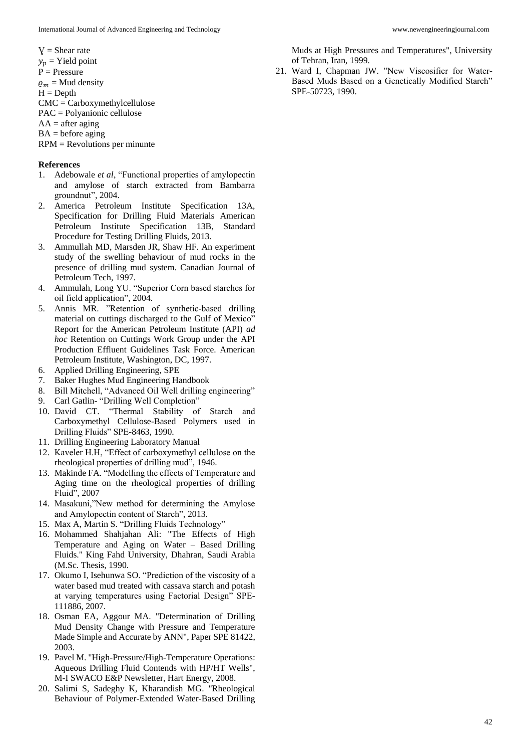$\gamma$ = Shear rate
$y_p$ = Yield point
P = Pressure
$\varrho_m$ = Mud density
H = Depth
CMC = Carboxymethylcellulose
PAC = Polyanionic cellulose
AA = after aging
BA = before aging
RPM = Revolutions per minunte

**References**

1. Adebowale *et al*, "Functional properties of amylopectin and amylose of starch extracted from Bambarra groundnut", 2004.
2. America Petroleum Institute Specification 13A, Specification for Drilling Fluid Materials American Petroleum Institute Specification 13B, Standard Procedure for Testing Drilling Fluids, 2013.
3. Ammullah MD, Marsden JR, Shaw HF. An experiment study of the swelling behaviour of mud rocks in the presence of drilling mud system. Canadian Journal of Petroleum Tech, 1997.
4. Ammulah, Long YU. "Superior Corn based starches for oil field application", 2004.
5. Annis MR. "Retention of synthetic-based drilling material on cuttings discharged to the Gulf of Mexico" Report for the American Petroleum Institute (API) *ad hoc* Retention on Cuttings Work Group under the API Production Effluent Guidelines Task Force. American Petroleum Institute, Washington, DC, 1997.
6. Applied Drilling Engineering, SPE
7. Baker Hughes Mud Engineering Handbook
8. Bill Mitchell, "Advanced Oil Well drilling engineering"
9. Carl Gatlin- "Drilling Well Completion"
10. David CT. "Thermal Stability of Starch and Carboxymethyl Cellulose-Based Polymers used in Drilling Fluids" SPE-8463, 1990.
11. Drilling Engineering Laboratory Manual
12. Kaveler H.H, "Effect of carboxymethyl cellulose on the rheological properties of drilling mud", 1946.
13. Makinde FA. "Modelling the effects of Temperature and Aging time on the rheological properties of drilling Fluid", 2007
14. Masakuni,"New method for determining the Amylose and Amylopectin content of Starch", 2013.
15. Max A, Martin S. "Drilling Fluids Technology"
16. Mohammed Shahjahan Ali: "The Effects of High Temperature and Aging on Water – Based Drilling Fluids." King Fahd University, Dhahran, Saudi Arabia (M.Sc. Thesis, 1990.
17. Okumo I, Isehunwa SO. "Prediction of the viscosity of a water based mud treated with cassava starch and potash at varying temperatures using Factorial Design" SPE-111886, 2007.
18. Osman EA, Aggour MA. "Determination of Drilling Mud Density Change with Pressure and Temperature Made Simple and Accurate by ANN", Paper SPE 81422, 2003.
19. Pavel M. "High-Pressure/High-Temperature Operations: Aqueous Drilling Fluid Contends with HP/HT Wells", M-I SWACO E&P Newsletter, Hart Energy, 2008.
20. Salimi S, Sadeghy K, Kharandish MG. "Rheological Behaviour of Polymer-Extended Water-Based Drilling Muds at High Pressures and Temperatures", University of Tehran, Iran, 1999.
21. Ward I, Chapman JW. "New Viscosifier for Water-Based Muds Based on a Genetically Modified Starch" SPE-50723, 1990.